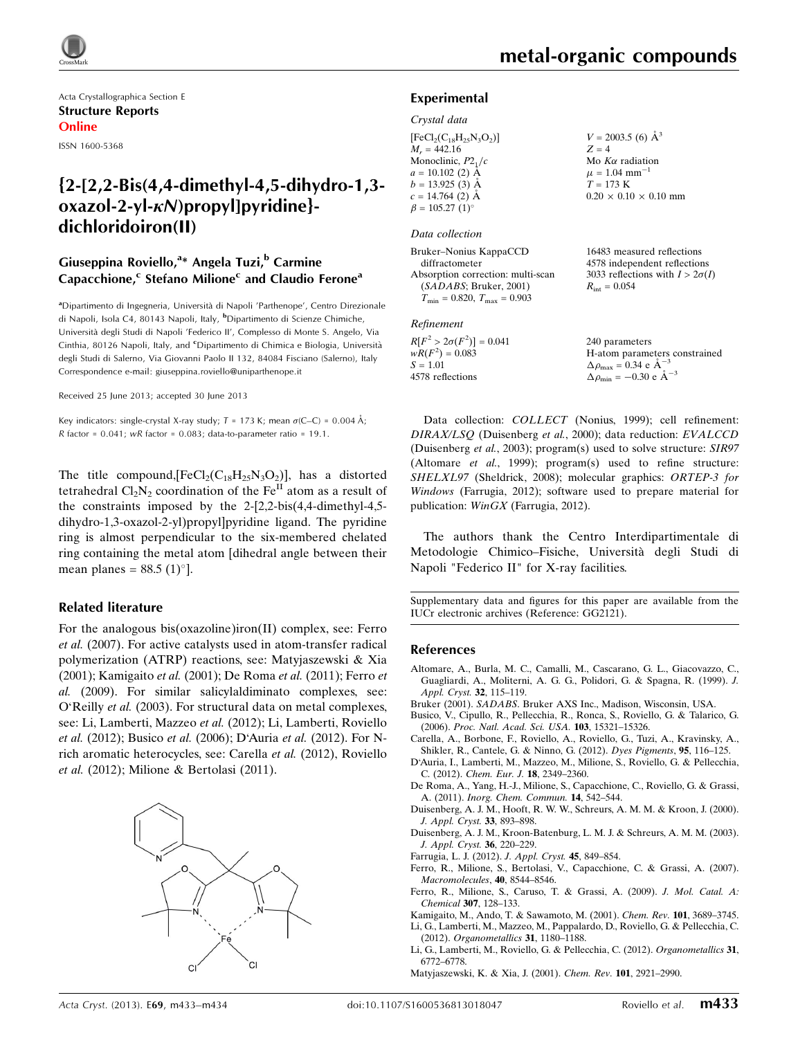Acta Crystallographica Section E
**Structure Reports Online**

ISSN 1600-5368

# {2-[2,2-Bis(4,4-dimethyl-4,5-dihydro-1,3-oxazol-2-yl-κN)propyl]pyridine}dichloridoiron(II)

**Giuseppina Roviello,[a]* Angela Tuzi,[b] Carmine Capacchione,[c] Stefano Milione[c] and Claudio Ferone[a]**

[a]Dipartimento di Ingegneria, Università di Napoli 'Parthenope', Centro Direzionale di Napoli, Isola C4, 80143 Napoli, Italy, [b]Dipartimento di Scienze Chimiche, Università degli Studi di Napoli 'Federico II', Complesso di Monte S. Angelo, Via Cinthia, 80126 Napoli, Italy, and [c]Dipartimento di Chimica e Biologia, Università degli Studi di Salerno, Via Giovanni Paolo II 132, 84084 Fisciano (Salerno), Italy
Correspondence e-mail: giuseppina.roviello@uniparthenope.it

Received 25 June 2013; accepted 30 June 2013

Key indicators: single-crystal X-ray study; $T$ = 173 K; mean $\sigma$(C–C) = 0.004 Å; $R$ factor = 0.041; $wR$ factor = 0.083; data-to-parameter ratio = 19.1.

The title compound,$[FeCl_2(C_{18}H_{25}N_3O_2)]$, has a distorted tetrahedral $Cl_2N_2$ coordination of the $Fe^{II}$ atom as a result of the constraints imposed by the 2-[2,2-bis(4,4-dimethyl-4,5-dihydro-1,3-oxazol-2-yl)propyl]pyridine ligand. The pyridine ring is almost perpendicular to the six-membered chelated ring containing the metal atom [dihedral angle between their mean planes = 88.5 (1)°].

## Related literature

For the analogous bis(oxazoline)iron(II) complex, see: Ferro *et al.* (2007). For active catalysts used in atom-transfer radical polymerization (ATRP) reactions, see: Matyjaszewski & Xia (2001); Kamigaito *et al.* (2001); De Roma *et al.* (2011); Ferro *et al.* (2009). For similar salicylaldiminato complexes, see: O'Reilly *et al.* (2003). For structural data on metal complexes, see: Li, Lamberti, Mazzeo *et al.* (2012); Li, Lamberti, Roviello *et al.* (2012); Busico *et al.* (2006); D'Auria *et al.* (2012). For N-rich aromatic heterocycles, see: Carella *et al.* (2012), Roviello *et al.* (2012); Milione & Bertolasi (2011).

## Experimental

### Crystal data

$[FeCl_2(C_{18}H_{25}N_3O_2)]$
$M_r$ = 442.16
Monoclinic, $P2_1/c$
$a$ = 10.102 (2) Å
$b$ = 13.925 (3) Å
$c$ = 14.764 (2) Å
$\beta$ = 105.27 (1)°
$V$ = 2003.5 (6) Å$^3$
$Z$ = 4
Mo $K\alpha$ radiation
$\mu$ = 1.04 mm$^{-1}$
$T$ = 173 K
0.20 × 0.10 × 0.10 mm

### Data collection

Bruker–Nonius KappaCCD diffractometer
Absorption correction: multi-scan (*SADABS*; Bruker, 2001)
$T_{min}$ = 0.820, $T_{max}$ = 0.903
16483 measured reflections
4578 independent reflections
3033 reflections with $I > 2\sigma(I)$
$R_{int}$ = 0.054

### Refinement

$R[F^2 > 2\sigma(F^2)]$ = 0.041
$wR(F^2)$ = 0.083
$S$ = 1.01
4578 reflections
240 parameters
H-atom parameters constrained
$\Delta\rho_{max}$ = 0.34 e Å$^{-3}$
$\Delta\rho_{min}$ = −0.30 e Å$^{-3}$

Data collection: *COLLECT* (Nonius, 1999); cell refinement: *DIRAX/LSQ* (Duisenberg *et al.*, 2000); data reduction: *EVALCCD* (Duisenberg *et al.*, 2003); program(s) used to solve structure: *SIR97* (Altomare *et al.*, 1999); program(s) used to refine structure: *SHELXL97* (Sheldrick, 2008); molecular graphics: *ORTEP-3 for Windows* (Farrugia, 2012); software used to prepare material for publication: *WinGX* (Farrugia, 2012).

The authors thank the Centro Interdipartimentale di Metodologie Chimico–Fisiche, Università degli Studi di Napoli "Federico II" for X-ray facilities.

Supplementary data and figures for this paper are available from the IUCr electronic archives (Reference: GG2121).

## References

Altomare, A., Burla, M. C., Camalli, M., Cascarano, G. L., Giacovazzo, C., Guagliardi, A., Moliterni, A. G. G., Polidori, G. & Spagna, R. (1999). *J. Appl. Cryst.* **32**, 115–119.
Bruker (2001). *SADABS*. Bruker AXS Inc., Madison, Wisconsin, USA.
Busico, V., Cipullo, R., Pellecchia, R., Ronca, S., Roviello, G. & Talarico, G. (2006). *Proc. Natl. Acad. Sci. USA*. **103**, 15321–15326.
Carella, A., Borbone, F., Roviello, A., Roviello, G., Tuzi, A., Kravinsky, A., Shikler, R., Cantele, G. & Ninno, G. (2012). *Dyes Pigments*, **95**, 116–125.
D'Auria, I., Lamberti, M., Mazzeo, M., Milione, S., Roviello, G. & Pellecchia, C. (2012). *Chem. Eur. J.* **18**, 2349–2360.
De Roma, A., Yang, H.-J., Milione, S., Capacchione, C., Roviello, G. & Grassi, A. (2011). *Inorg. Chem. Commun.* **14**, 542–544.
Duisenberg, A. J. M., Hooft, R. W. W., Schreurs, A. M. M. & Kroon, J. (2000). *J. Appl. Cryst.* **33**, 893–898.
Duisenberg, A. J. M., Kroon-Batenburg, L. M. J. & Schreurs, A. M. M. (2003). *J. Appl. Cryst.* **36**, 220–229.
Farrugia, L. J. (2012). *J. Appl. Cryst.* **45**, 849–854.
Ferro, R., Milione, S., Bertolasi, V., Capacchione, C. & Grassi, A. (2007). *Macromolecules*, **40**, 8544–8546.
Ferro, R., Milione, S., Caruso, T. & Grassi, A. (2009). *J. Mol. Catal. A: Chemical* **307**, 128–133.
Kamigaito, M., Ando, T. & Sawamoto, M. (2001). *Chem. Rev.* **101**, 3689–3745.
Li, G., Lamberti, M., Mazzeo, M., Pappalardo, D., Roviello, G. & Pellecchia, C. (2012). *Organometallics* **31**, 1180–1188.
Li, G., Lamberti, M., Roviello, G. & Pellecchia, C. (2012). *Organometallics* **31**, 6772–6778.
Matyjaszewski, K. & Xia, J. (2001). *Chem. Rev.* **101**, 2921–2990.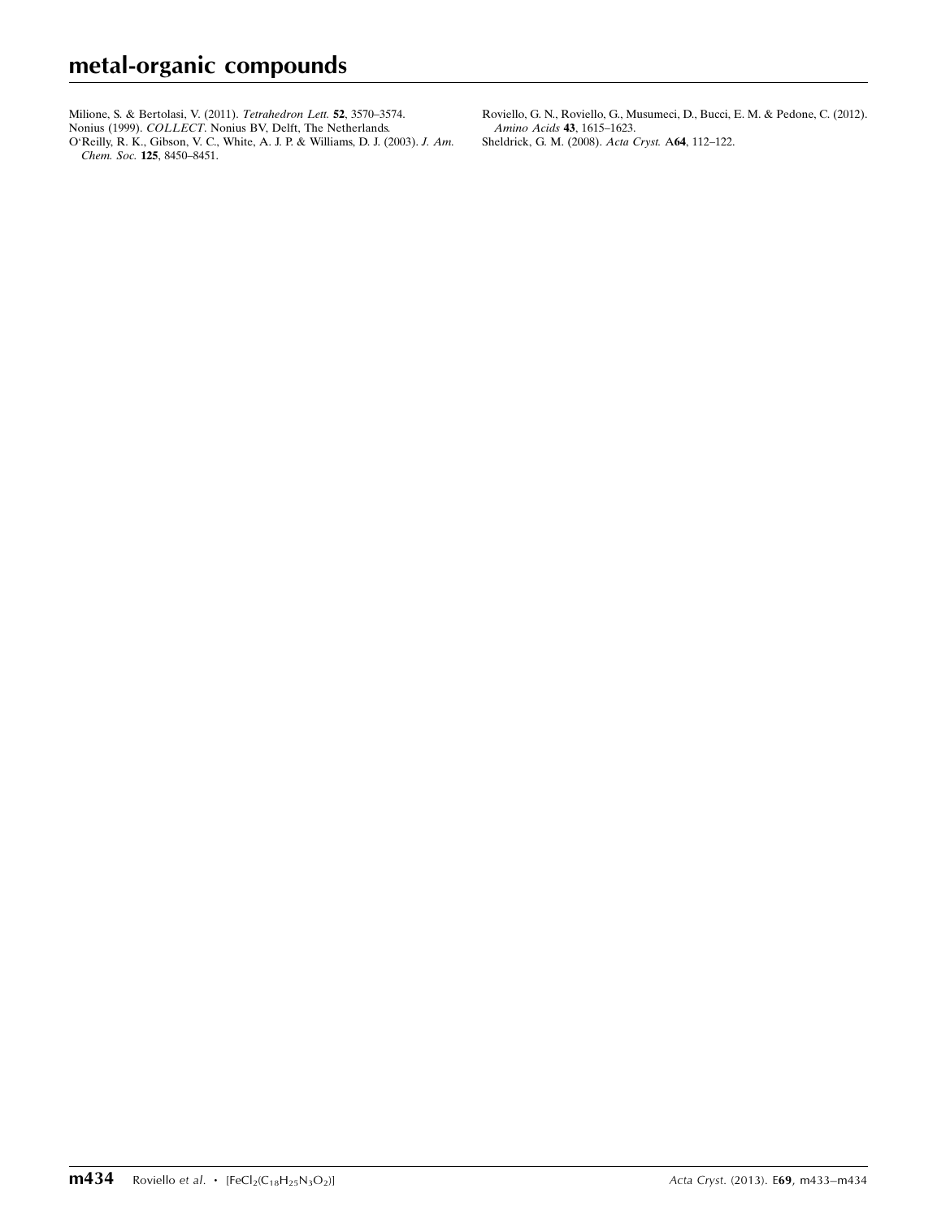Milione, S. & Bertolasi, V. (2011). *Tetrahedron Lett.* **52**, 3570–3574.

Nonius (1999). *COLLECT*. Nonius BV, Delft, The Netherlands.

O'Reilly, R. K., Gibson, V. C., White, A. J. P. & Williams, D. J. (2003). *J. Am. Chem. Soc.* **125**, 8450–8451.

Roviello, G. N., Roviello, G., Musumeci, D., Bucci, E. M. & Pedone, C. (2012). *Amino Acids* **43**, 1615–1623.

Sheldrick, G. M. (2008). *Acta Cryst.* A**64**, 112–122.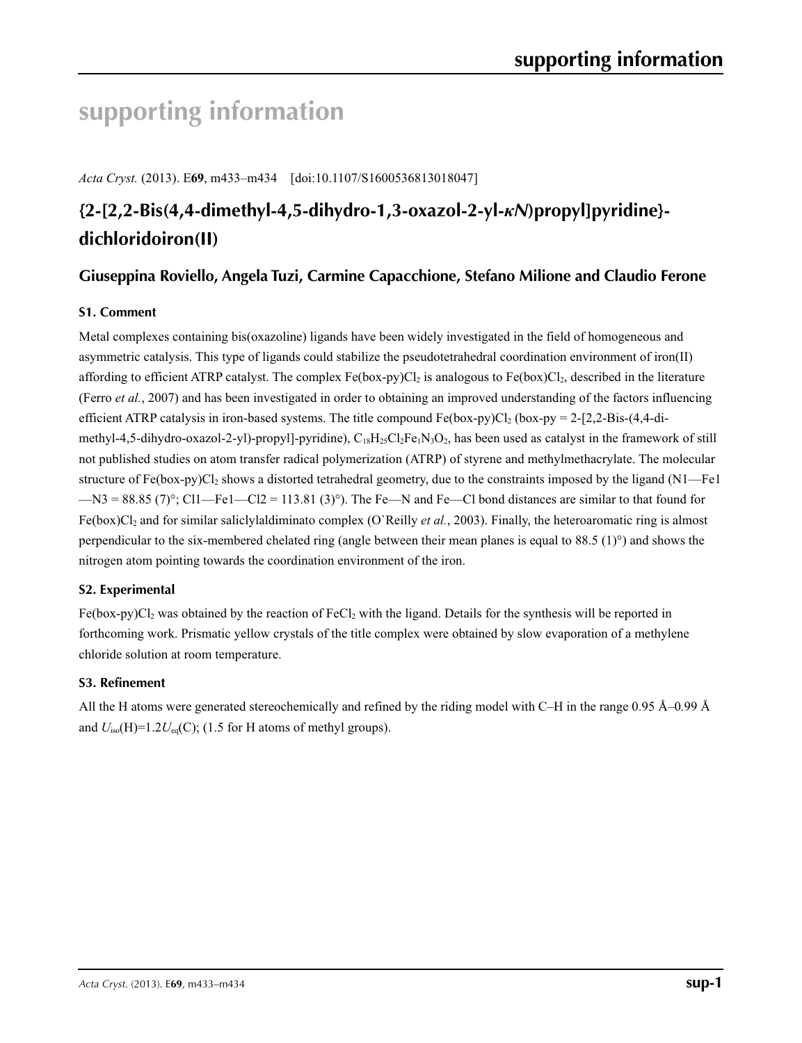# supporting information

*Acta Cryst.* (2013). E**69**, m433–m434 [doi:10.1107/S1600536813018047]

## {2-[2,2-Bis(4,4-dimethyl-4,5-dihydro-1,3-oxazol-2-yl-*κN*)propyl]pyridine}-dichloridoiron(II)

### Giuseppina Roviello, Angela Tuzi, Carmine Capacchione, Stefano Milione and Claudio Ferone

### S1. Comment

Metal complexes containing bis(oxazoline) ligands have been widely investigated in the field of homogeneous and asymmetric catalysis. This type of ligands could stabilize the pseudotetrahedral coordination environment of iron(II) affording to efficient ATRP catalyst. The complex Fe(box-py)$Cl_2$ is analogous to Fe(box)$Cl_2$, described in the literature (Ferro *et al.*, 2007) and has been investigated in order to obtaining an improved understanding of the factors influencing efficient ATRP catalysis in iron-based systems. The title compound Fe(box-py)$Cl_2$ (box-py = 2-[2,2-Bis-(4,4-di-methyl-4,5-dihydro-oxazol-2-yl)-propyl]-pyridine), $C_{18}H_{25}Cl_2Fe_1N_3O_2$, has been used as catalyst in the framework of still not published studies on atom transfer radical polymerization (ATRP) of styrene and methylmethacrylate. The molecular structure of Fe(box-py)$Cl_2$ shows a distorted tetrahedral geometry, due to the constraints imposed by the ligand (N1—Fe1—N3 = 88.85 (7)°; Cl1—Fe1—Cl2 = 113.81 (3)°). The Fe—N and Fe—Cl bond distances are similar to that found for Fe(box)$Cl_2$ and for similar saliclylaldiminato complex (O`Reilly *et al.*, 2003). Finally, the heteroaromatic ring is almost perpendicular to the six-membered chelated ring (angle between their mean planes is equal to 88.5 (1)°) and shows the nitrogen atom pointing towards the coordination environment of the iron.

### S2. Experimental

Fe(box-py)$Cl_2$ was obtained by the reaction of $FeCl_2$ with the ligand. Details for the synthesis will be reported in forthcoming work. Prismatic yellow crystals of the title complex were obtained by slow evaporation of a methylene chloride solution at room temperature.

### S3. Refinement

All the H atoms were generated stereochemically and refined by the riding model with C–H in the range 0.95 Å–0.99 Å and $U_{iso}$(H)=1.2$U_{eq}$(C); (1.5 for H atoms of methyl groups).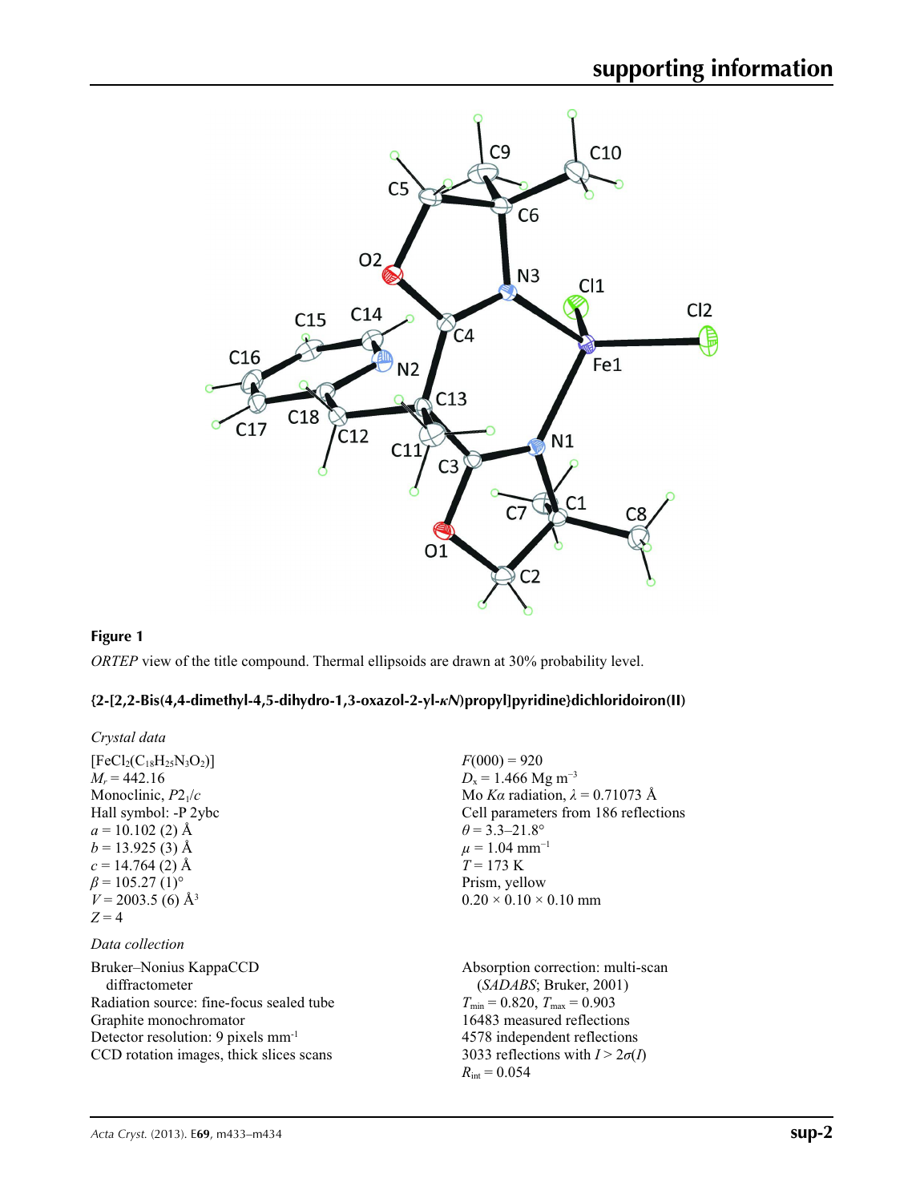**Figure 1**

*ORTEP* view of the title compound. Thermal ellipsoids are drawn at 30% probability level.

**{2-[2,2-Bis(4,4-dimethyl-4,5-dihydro-1,3-oxazol-2-yl-κ*N*)propyl]pyridine}dichloridoiron(II)**

*Crystal data*

$[FeCl_2(C_{18}H_{25}N_3O_2)]$
$M_r = 442.16$
Monoclinic, $P2_1/c$
Hall symbol: -P 2ybc
$a = 10.102$ (2) Å
$b = 13.925$ (3) Å
$c = 14.764$ (2) Å
$\beta = 105.27$ (1)°
$V = 2003.5$ (6) Å$^3$
$Z = 4$

$F(000) = 920$
$D_x = 1.466$ Mg m$^{-3}$
Mo $K\alpha$ radiation, $\lambda = 0.71073$ Å
Cell parameters from 186 reflections
$\theta = 3.3$–$21.8°$
$\mu = 1.04$ mm$^{-1}$
$T = 173$ K
Prism, yellow
0.20 × 0.10 × 0.10 mm

*Data collection*

Bruker–Nonius KappaCCD diffractometer
Radiation source: fine-focus sealed tube
Graphite monochromator
Detector resolution: 9 pixels mm$^{-1}$
CCD rotation images, thick slices scans

Absorption correction: multi-scan (*SADABS*; Bruker, 2001)
$T_{min} = 0.820$, $T_{max} = 0.903$
16483 measured reflections
4578 independent reflections
3033 reflections with $I > 2\sigma(I)$
$R_{int} = 0.054$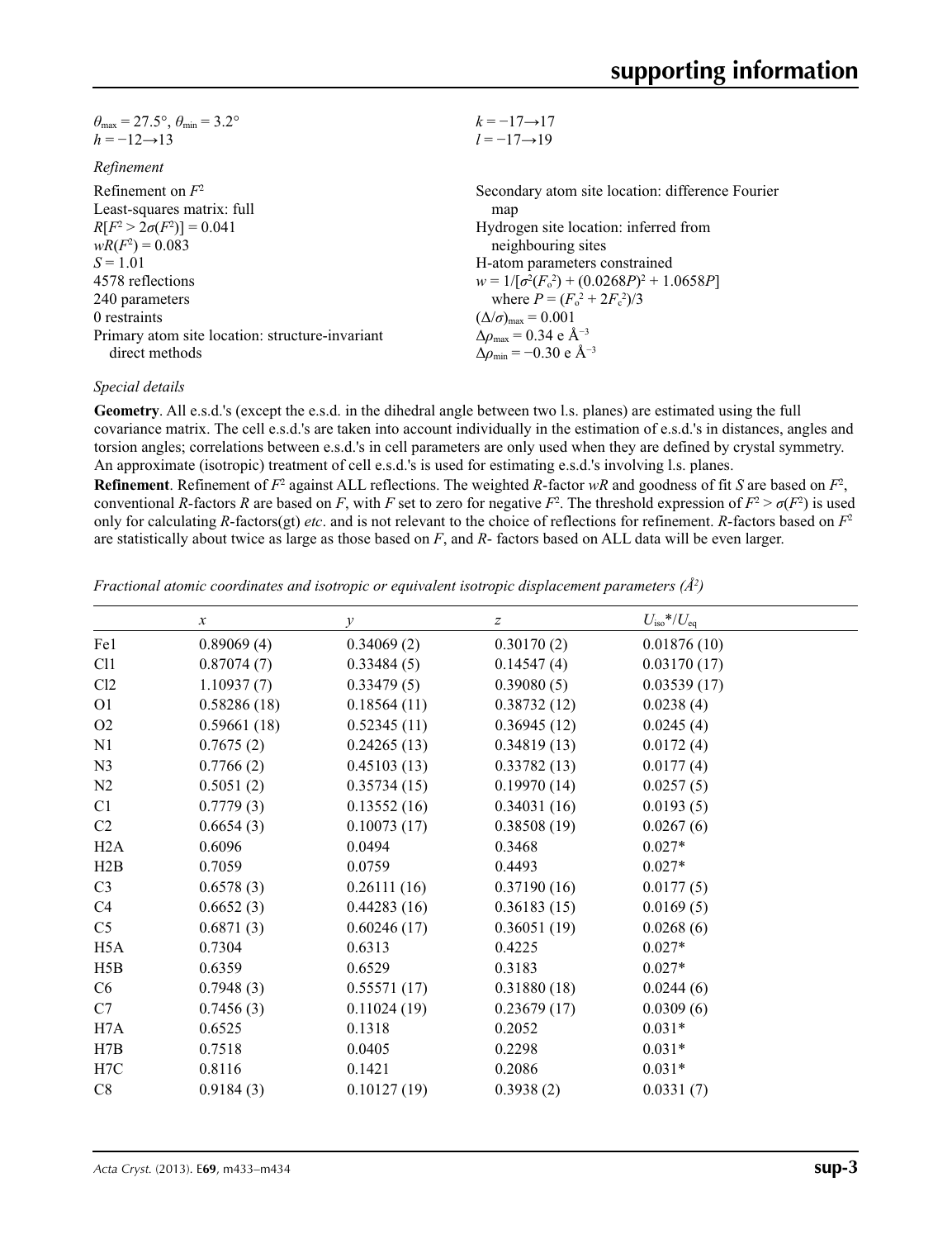$\theta_{max} = 27.5°$, $\theta_{min} = 3.2°$
$h = -12 \rightarrow 13$
$k = -17 \rightarrow 17$
$l = -17 \rightarrow 19$

*Refinement*

Refinement on $F^2$
Least-squares matrix: full
$R[F^2 > 2\sigma(F^2)] = 0.041$
$wR(F^2) = 0.083$
$S = 1.01$
4578 reflections
240 parameters
0 restraints
Primary atom site location: structure-invariant direct methods
Secondary atom site location: difference Fourier map
Hydrogen site location: inferred from neighbouring sites
H-atom parameters constrained
$w = 1/[\sigma^2(F_o^2) + (0.0268P)^2 + 1.0658P]$
where $P = (F_o^2 + 2F_c^2)/3$
$(\Delta/\sigma)_{max} = 0.001$
$\Delta\rho_{max} = 0.34$ e Å$^{-3}$
$\Delta\rho_{min} = -0.30$ e Å$^{-3}$

*Special details*

**Geometry**. All e.s.d.'s (except the e.s.d. in the dihedral angle between two l.s. planes) are estimated using the full covariance matrix. The cell e.s.d.'s are taken into account individually in the estimation of e.s.d.'s in distances, angles and torsion angles; correlations between e.s.d.'s in cell parameters are only used when they are defined by crystal symmetry. An approximate (isotropic) treatment of cell e.s.d.'s is used for estimating e.s.d.'s involving l.s. planes.

**Refinement**. Refinement of $F^2$ against ALL reflections. The weighted $R$-factor $wR$ and goodness of fit $S$ are based on $F^2$, conventional $R$-factors $R$ are based on $F$, with $F$ set to zero for negative $F^2$. The threshold expression of $F^2 > \sigma(F^2)$ is used only for calculating $R$-factors(gt) *etc*. and is not relevant to the choice of reflections for refinement. $R$-factors based on $F^2$ are statistically about twice as large as those based on $F$, and $R$- factors based on ALL data will be even larger.

*Fractional atomic coordinates and isotropic or equivalent isotropic displacement parameters (Å$^2$)*

| | $x$ | $y$ | $z$ | $U_{iso}$*/$U_{eq}$ |
|---|---|---|---|---|
| Fe1 | 0.89069 (4) | 0.34069 (2) | 0.30170 (2) | 0.01876 (10) |
| Cl1 | 0.87074 (7) | 0.33484 (5) | 0.14547 (4) | 0.03170 (17) |
| Cl2 | 1.10937 (7) | 0.33479 (5) | 0.39080 (5) | 0.03539 (17) |
| O1 | 0.58286 (18) | 0.18564 (11) | 0.38732 (12) | 0.0238 (4) |
| O2 | 0.59661 (18) | 0.52345 (11) | 0.36945 (12) | 0.0245 (4) |
| N1 | 0.7675 (2) | 0.24265 (13) | 0.34819 (13) | 0.0172 (4) |
| N3 | 0.7766 (2) | 0.45103 (13) | 0.33782 (13) | 0.0177 (4) |
| N2 | 0.5051 (2) | 0.35734 (15) | 0.19970 (14) | 0.0257 (5) |
| C1 | 0.7779 (3) | 0.13552 (16) | 0.34031 (16) | 0.0193 (5) |
| C2 | 0.6654 (3) | 0.10073 (17) | 0.38508 (19) | 0.0267 (6) |
| H2A | 0.6096 | 0.0494 | 0.3468 | 0.027* |
| H2B | 0.7059 | 0.0759 | 0.4493 | 0.027* |
| C3 | 0.6578 (3) | 0.26111 (16) | 0.37190 (16) | 0.0177 (5) |
| C4 | 0.6652 (3) | 0.44283 (16) | 0.36183 (15) | 0.0169 (5) |
| C5 | 0.6871 (3) | 0.60246 (17) | 0.36051 (19) | 0.0268 (6) |
| H5A | 0.7304 | 0.6313 | 0.4225 | 0.027* |
| H5B | 0.6359 | 0.6529 | 0.3183 | 0.027* |
| C6 | 0.7948 (3) | 0.55571 (17) | 0.31880 (18) | 0.0244 (6) |
| C7 | 0.7456 (3) | 0.11024 (19) | 0.23679 (17) | 0.0309 (6) |
| H7A | 0.6525 | 0.1318 | 0.2052 | 0.031* |
| H7B | 0.7518 | 0.0405 | 0.2298 | 0.031* |
| H7C | 0.8116 | 0.1421 | 0.2086 | 0.031* |
| C8 | 0.9184 (3) | 0.10127 (19) | 0.3938 (2) | 0.0331 (7) |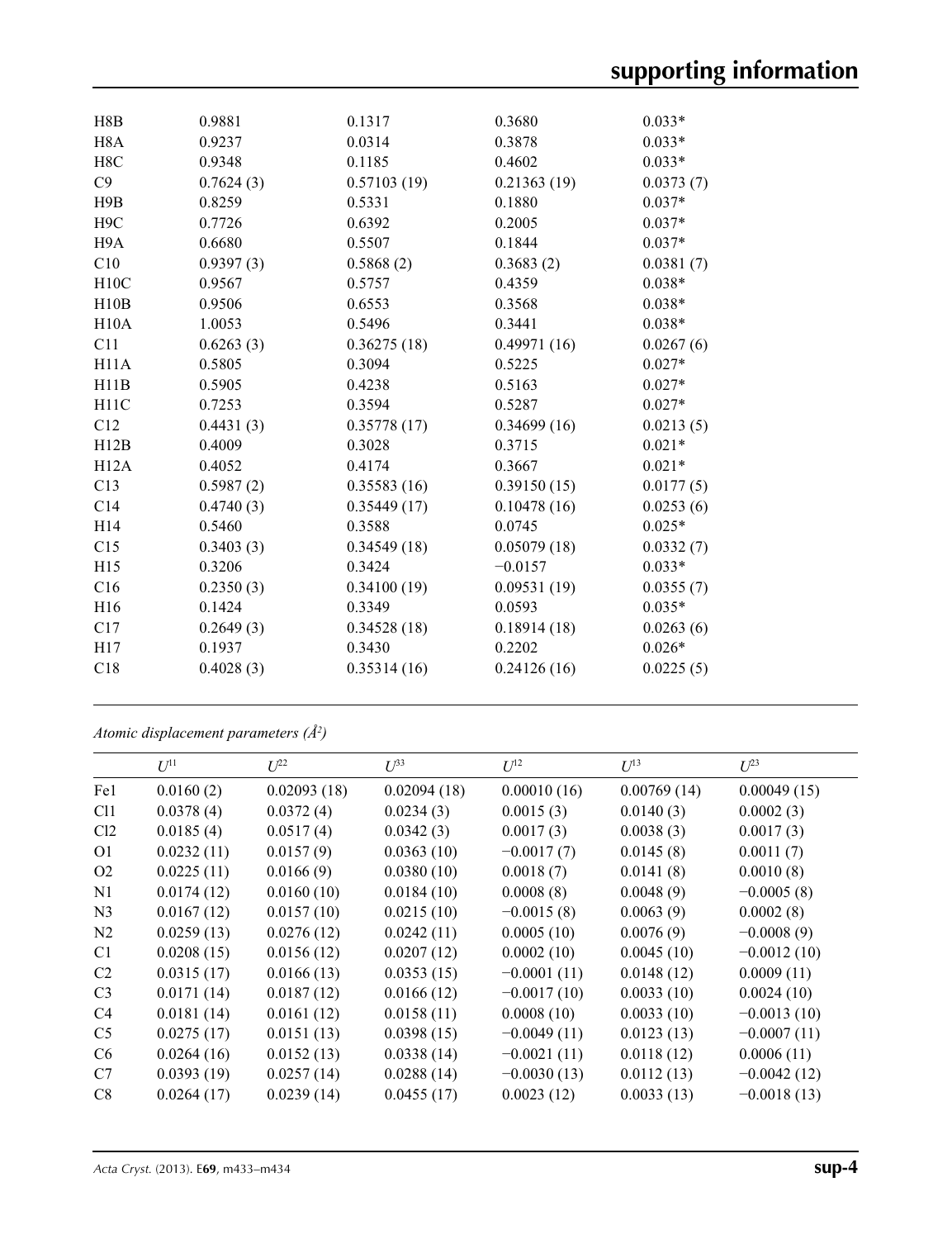| | | | | |
|---|---|---|---|---|
| H8B | 0.9881 | 0.1317 | 0.3680 | 0.033* |
| H8A | 0.9237 | 0.0314 | 0.3878 | 0.033* |
| H8C | 0.9348 | 0.1185 | 0.4602 | 0.033* |
| C9 | 0.7624 (3) | 0.57103 (19) | 0.21363 (19) | 0.0373 (7) |
| H9B | 0.8259 | 0.5331 | 0.1880 | 0.037* |
| H9C | 0.7726 | 0.6392 | 0.2005 | 0.037* |
| H9A | 0.6680 | 0.5507 | 0.1844 | 0.037* |
| C10 | 0.9397 (3) | 0.5868 (2) | 0.3683 (2) | 0.0381 (7) |
| H10C | 0.9567 | 0.5757 | 0.4359 | 0.038* |
| H10B | 0.9506 | 0.6553 | 0.3568 | 0.038* |
| H10A | 1.0053 | 0.5496 | 0.3441 | 0.038* |
| C11 | 0.6263 (3) | 0.36275 (18) | 0.49971 (16) | 0.0267 (6) |
| H11A | 0.5805 | 0.3094 | 0.5225 | 0.027* |
| H11B | 0.5905 | 0.4238 | 0.5163 | 0.027* |
| H11C | 0.7253 | 0.3594 | 0.5287 | 0.027* |
| C12 | 0.4431 (3) | 0.35778 (17) | 0.34699 (16) | 0.0213 (5) |
| H12B | 0.4009 | 0.3028 | 0.3715 | 0.021* |
| H12A | 0.4052 | 0.4174 | 0.3667 | 0.021* |
| C13 | 0.5987 (2) | 0.35583 (16) | 0.39150 (15) | 0.0177 (5) |
| C14 | 0.4740 (3) | 0.35449 (17) | 0.10478 (16) | 0.0253 (6) |
| H14 | 0.5460 | 0.3588 | 0.0745 | 0.025* |
| C15 | 0.3403 (3) | 0.34549 (18) | 0.05079 (18) | 0.0332 (7) |
| H15 | 0.3206 | 0.3424 | −0.0157 | 0.033* |
| C16 | 0.2350 (3) | 0.34100 (19) | 0.09531 (19) | 0.0355 (7) |
| H16 | 0.1424 | 0.3349 | 0.0593 | 0.035* |
| C17 | 0.2649 (3) | 0.34528 (18) | 0.18914 (18) | 0.0263 (6) |
| H17 | 0.1937 | 0.3430 | 0.2202 | 0.026* |
| C18 | 0.4028 (3) | 0.35314 (16) | 0.24126 (16) | 0.0225 (5) |

*Atomic displacement parameters (Å$^2$)*

| | $U^{11}$ | $U^{22}$ | $U^{33}$ | $U^{12}$ | $U^{13}$ | $U^{23}$ |
|---|---|---|---|---|---|---|
| Fe1 | 0.0160 (2) | 0.02093 (18) | 0.02094 (18) | 0.00010 (16) | 0.00769 (14) | 0.00049 (15) |
| Cl1 | 0.0378 (4) | 0.0372 (4) | 0.0234 (3) | 0.0015 (3) | 0.0140 (3) | 0.0002 (3) |
| Cl2 | 0.0185 (4) | 0.0517 (4) | 0.0342 (3) | 0.0017 (3) | 0.0038 (3) | 0.0017 (3) |
| O1 | 0.0232 (11) | 0.0157 (9) | 0.0363 (10) | −0.0017 (7) | 0.0145 (8) | 0.0011 (7) |
| O2 | 0.0225 (11) | 0.0166 (9) | 0.0380 (10) | 0.0018 (7) | 0.0141 (8) | 0.0010 (8) |
| N1 | 0.0174 (12) | 0.0160 (10) | 0.0184 (10) | 0.0008 (8) | 0.0048 (9) | −0.0005 (8) |
| N3 | 0.0167 (12) | 0.0157 (10) | 0.0215 (10) | −0.0015 (8) | 0.0063 (9) | 0.0002 (8) |
| N2 | 0.0259 (13) | 0.0276 (12) | 0.0242 (11) | 0.0005 (10) | 0.0076 (9) | −0.0008 (9) |
| C1 | 0.0208 (15) | 0.0156 (12) | 0.0207 (12) | 0.0002 (10) | 0.0045 (10) | −0.0012 (10) |
| C2 | 0.0315 (17) | 0.0166 (13) | 0.0353 (15) | −0.0001 (11) | 0.0148 (12) | 0.0009 (11) |
| C3 | 0.0171 (14) | 0.0187 (12) | 0.0166 (12) | −0.0017 (10) | 0.0033 (10) | 0.0024 (10) |
| C4 | 0.0181 (14) | 0.0161 (12) | 0.0158 (11) | 0.0008 (10) | 0.0033 (10) | −0.0013 (10) |
| C5 | 0.0275 (17) | 0.0151 (13) | 0.0398 (15) | −0.0049 (11) | 0.0123 (13) | −0.0007 (11) |
| C6 | 0.0264 (16) | 0.0152 (13) | 0.0338 (14) | −0.0021 (11) | 0.0118 (12) | 0.0006 (11) |
| C7 | 0.0393 (19) | 0.0257 (14) | 0.0288 (14) | −0.0030 (13) | 0.0112 (13) | −0.0042 (12) |
| C8 | 0.0264 (17) | 0.0239 (14) | 0.0455 (17) | 0.0023 (12) | 0.0033 (13) | −0.0018 (13) |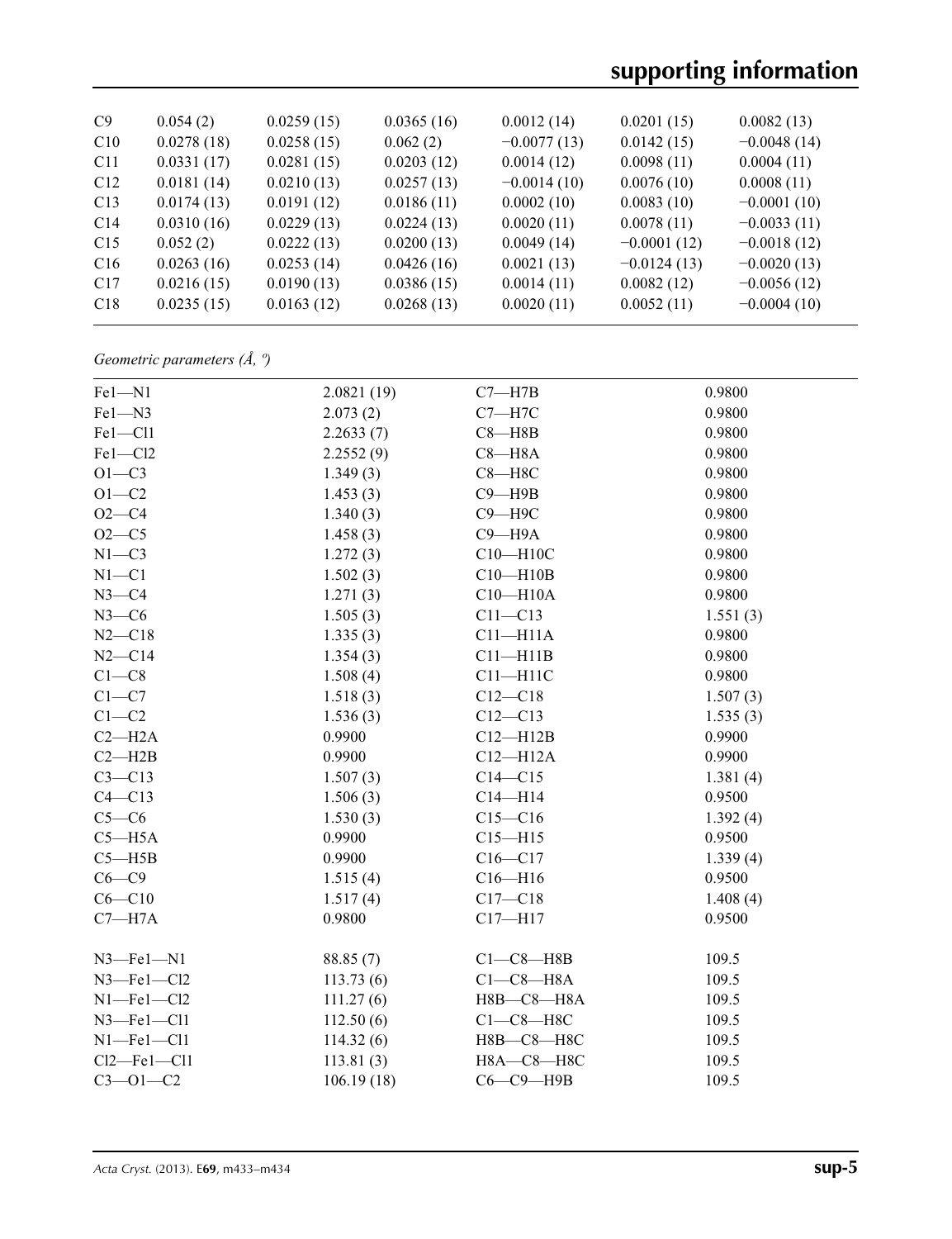| C9 | 0.054 (2) | 0.0259 (15) | 0.0365 (16) | 0.0012 (14) | 0.0201 (15) | 0.0082 (13) |
|---|---|---|---|---|---|---|
| C10 | 0.0278 (18) | 0.0258 (15) | 0.062 (2) | −0.0077 (13) | 0.0142 (15) | −0.0048 (14) |
| C11 | 0.0331 (17) | 0.0281 (15) | 0.0203 (12) | 0.0014 (12) | 0.0098 (11) | 0.0004 (11) |
| C12 | 0.0181 (14) | 0.0210 (13) | 0.0257 (13) | −0.0014 (10) | 0.0076 (10) | 0.0008 (11) |
| C13 | 0.0174 (13) | 0.0191 (12) | 0.0186 (11) | 0.0002 (10) | 0.0083 (10) | −0.0001 (10) |
| C14 | 0.0310 (16) | 0.0229 (13) | 0.0224 (13) | 0.0020 (11) | 0.0078 (11) | −0.0033 (11) |
| C15 | 0.052 (2) | 0.0222 (13) | 0.0200 (13) | 0.0049 (14) | −0.0001 (12) | −0.0018 (12) |
| C16 | 0.0263 (16) | 0.0253 (14) | 0.0426 (16) | 0.0021 (13) | −0.0124 (13) | −0.0020 (13) |
| C17 | 0.0216 (15) | 0.0190 (13) | 0.0386 (15) | 0.0014 (11) | 0.0082 (12) | −0.0056 (12) |
| C18 | 0.0235 (15) | 0.0163 (12) | 0.0268 (13) | 0.0020 (11) | 0.0052 (11) | −0.0004 (10) |

*Geometric parameters (Å, º)*

| | | | |
|---|---|---|---|
| Fe1—N1 | 2.0821 (19) | C7—H7B | 0.9800 |
| Fe1—N3 | 2.073 (2) | C7—H7C | 0.9800 |
| Fe1—Cl1 | 2.2633 (7) | C8—H8B | 0.9800 |
| Fe1—Cl2 | 2.2552 (9) | C8—H8A | 0.9800 |
| O1—C3 | 1.349 (3) | C8—H8C | 0.9800 |
| O1—C2 | 1.453 (3) | C9—H9B | 0.9800 |
| O2—C4 | 1.340 (3) | C9—H9C | 0.9800 |
| O2—C5 | 1.458 (3) | C9—H9A | 0.9800 |
| N1—C3 | 1.272 (3) | C10—H10C | 0.9800 |
| N1—C1 | 1.502 (3) | C10—H10B | 0.9800 |
| N3—C4 | 1.271 (3) | C10—H10A | 0.9800 |
| N3—C6 | 1.505 (3) | C11—C13 | 1.551 (3) |
| N2—C18 | 1.335 (3) | C11—H11A | 0.9800 |
| N2—C14 | 1.354 (3) | C11—H11B | 0.9800 |
| C1—C8 | 1.508 (4) | C11—H11C | 0.9800 |
| C1—C7 | 1.518 (3) | C12—C18 | 1.507 (3) |
| C1—C2 | 1.536 (3) | C12—C13 | 1.535 (3) |
| C2—H2A | 0.9900 | C12—H12B | 0.9900 |
| C2—H2B | 0.9900 | C12—H12A | 0.9900 |
| C3—C13 | 1.507 (3) | C14—C15 | 1.381 (4) |
| C4—C13 | 1.506 (3) | C14—H14 | 0.9500 |
| C5—C6 | 1.530 (3) | C15—C16 | 1.392 (4) |
| C5—H5A | 0.9900 | C15—H15 | 0.9500 |
| C5—H5B | 0.9900 | C16—C17 | 1.339 (4) |
| C6—C9 | 1.515 (4) | C16—H16 | 0.9500 |
| C6—C10 | 1.517 (4) | C17—C18 | 1.408 (4) |
| C7—H7A | 0.9800 | C17—H17 | 0.9500 |
| | | | |
| N3—Fe1—N1 | 88.85 (7) | C1—C8—H8B | 109.5 |
| N3—Fe1—Cl2 | 113.73 (6) | C1—C8—H8A | 109.5 |
| N1—Fe1—Cl2 | 111.27 (6) | H8B—C8—H8A | 109.5 |
| N3—Fe1—Cl1 | 112.50 (6) | C1—C8—H8C | 109.5 |
| N1—Fe1—Cl1 | 114.32 (6) | H8B—C8—H8C | 109.5 |
| Cl2—Fe1—Cl1 | 113.81 (3) | H8A—C8—H8C | 109.5 |
| C3—O1—C2 | 106.19 (18) | C6—C9—H9B | 109.5 |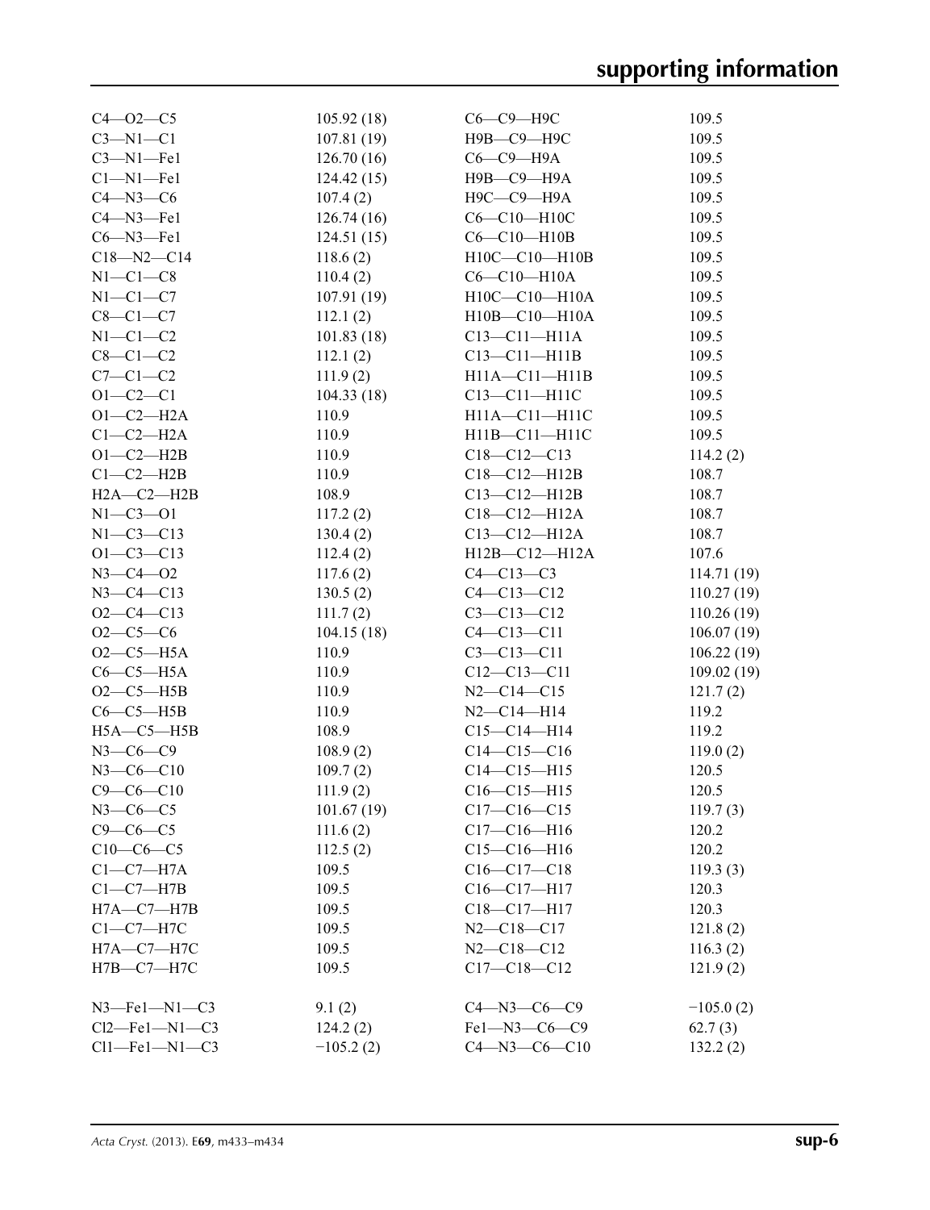| | | | |
|---|---|---|---|
| C4—O2—C5 | 105.92 (18) | C6—C9—H9C | 109.5 |
| C3—N1—C1 | 107.81 (19) | H9B—C9—H9C | 109.5 |
| C3—N1—Fe1 | 126.70 (16) | C6—C9—H9A | 109.5 |
| C1—N1—Fe1 | 124.42 (15) | H9B—C9—H9A | 109.5 |
| C4—N3—C6 | 107.4 (2) | H9C—C9—H9A | 109.5 |
| C4—N3—Fe1 | 126.74 (16) | C6—C10—H10C | 109.5 |
| C6—N3—Fe1 | 124.51 (15) | C6—C10—H10B | 109.5 |
| C18—N2—C14 | 118.6 (2) | H10C—C10—H10B | 109.5 |
| N1—C1—C8 | 110.4 (2) | C6—C10—H10A | 109.5 |
| N1—C1—C7 | 107.91 (19) | H10C—C10—H10A | 109.5 |
| C8—C1—C7 | 112.1 (2) | H10B—C10—H10A | 109.5 |
| N1—C1—C2 | 101.83 (18) | C13—C11—H11A | 109.5 |
| C8—C1—C2 | 112.1 (2) | C13—C11—H11B | 109.5 |
| C7—C1—C2 | 111.9 (2) | H11A—C11—H11B | 109.5 |
| O1—C2—C1 | 104.33 (18) | C13—C11—H11C | 109.5 |
| O1—C2—H2A | 110.9 | H11A—C11—H11C | 109.5 |
| C1—C2—H2A | 110.9 | H11B—C11—H11C | 109.5 |
| O1—C2—H2B | 110.9 | C18—C12—C13 | 114.2 (2) |
| C1—C2—H2B | 110.9 | C18—C12—H12B | 108.7 |
| H2A—C2—H2B | 108.9 | C13—C12—H12B | 108.7 |
| N1—C3—O1 | 117.2 (2) | C18—C12—H12A | 108.7 |
| N1—C3—C13 | 130.4 (2) | C13—C12—H12A | 108.7 |
| O1—C3—C13 | 112.4 (2) | H12B—C12—H12A | 107.6 |
| N3—C4—O2 | 117.6 (2) | C4—C13—C3 | 114.71 (19) |
| N3—C4—C13 | 130.5 (2) | C4—C13—C12 | 110.27 (19) |
| O2—C4—C13 | 111.7 (2) | C3—C13—C12 | 110.26 (19) |
| O2—C5—C6 | 104.15 (18) | C4—C13—C11 | 106.07 (19) |
| O2—C5—H5A | 110.9 | C3—C13—C11 | 106.22 (19) |
| C6—C5—H5A | 110.9 | C12—C13—C11 | 109.02 (19) |
| O2—C5—H5B | 110.9 | N2—C14—C15 | 121.7 (2) |
| C6—C5—H5B | 110.9 | N2—C14—H14 | 119.2 |
| H5A—C5—H5B | 108.9 | C15—C14—H14 | 119.2 |
| N3—C6—C9 | 108.9 (2) | C14—C15—C16 | 119.0 (2) |
| N3—C6—C10 | 109.7 (2) | C14—C15—H15 | 120.5 |
| C9—C6—C10 | 111.9 (2) | C16—C15—H15 | 120.5 |
| N3—C6—C5 | 101.67 (19) | C17—C16—C15 | 119.7 (3) |
| C9—C6—C5 | 111.6 (2) | C17—C16—H16 | 120.2 |
| C10—C6—C5 | 112.5 (2) | C15—C16—H16 | 120.2 |
| C1—C7—H7A | 109.5 | C16—C17—C18 | 119.3 (3) |
| C1—C7—H7B | 109.5 | C16—C17—H17 | 120.3 |
| H7A—C7—H7B | 109.5 | C18—C17—H17 | 120.3 |
| C1—C7—H7C | 109.5 | N2—C18—C17 | 121.8 (2) |
| H7A—C7—H7C | 109.5 | N2—C18—C12 | 116.3 (2) |
| H7B—C7—H7C | 109.5 | C17—C18—C12 | 121.9 (2) |

| | | | |
|---|---|---|---|
| N3—Fe1—N1—C3 | 9.1 (2) | C4—N3—C6—C9 | −105.0 (2) |
| Cl2—Fe1—N1—C3 | 124.2 (2) | Fe1—N3—C6—C9 | 62.7 (3) |
| Cl1—Fe1—N1—C3 | −105.2 (2) | C4—N3—C6—C10 | 132.2 (2) |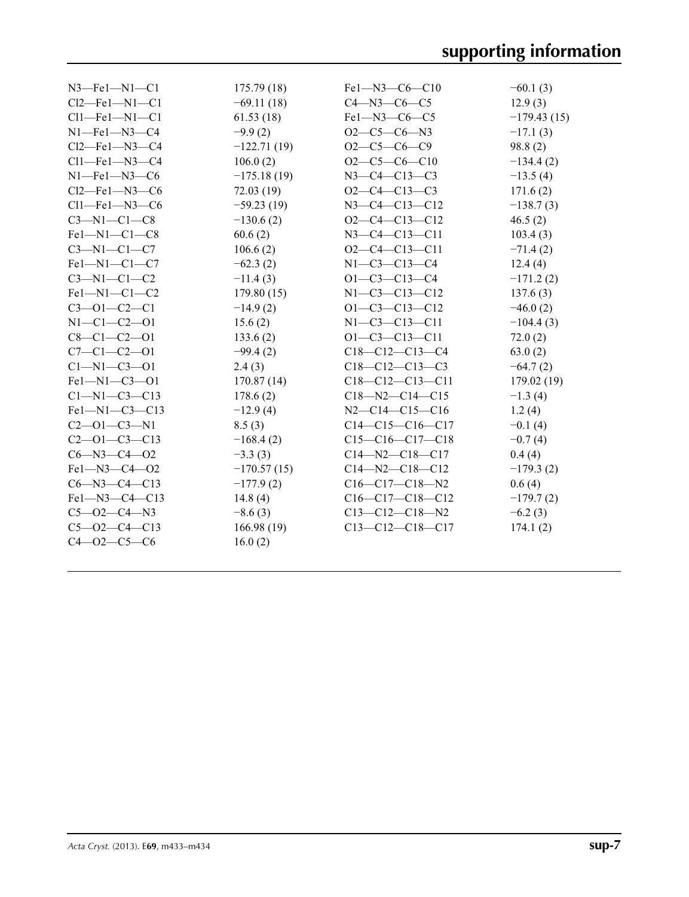| | | | |
|---|---|---|---|
| N3—Fe1—N1—C1 | 175.79 (18) | Fe1—N3—C6—C10 | −60.1 (3) |
| Cl2—Fe1—N1—C1 | −69.11 (18) | C4—N3—C6—C5 | 12.9 (3) |
| Cl1—Fe1—N1—C1 | 61.53 (18) | Fe1—N3—C6—C5 | −179.43 (15) |
| N1—Fe1—N3—C4 | −9.9 (2) | O2—C5—C6—N3 | −17.1 (3) |
| Cl2—Fe1—N3—C4 | −122.71 (19) | O2—C5—C6—C9 | 98.8 (2) |
| Cl1—Fe1—N3—C4 | 106.0 (2) | O2—C5—C6—C10 | −134.4 (2) |
| N1—Fe1—N3—C6 | −175.18 (19) | N3—C4—C13—C3 | −13.5 (4) |
| Cl2—Fe1—N3—C6 | 72.03 (19) | O2—C4—C13—C3 | 171.6 (2) |
| Cl1—Fe1—N3—C6 | −59.23 (19) | N3—C4—C13—C12 | −138.7 (3) |
| C3—N1—C1—C8 | −130.6 (2) | O2—C4—C13—C12 | 46.5 (2) |
| Fe1—N1—C1—C8 | 60.6 (2) | N3—C4—C13—C11 | 103.4 (3) |
| C3—N1—C1—C7 | 106.6 (2) | O2—C4—C13—C11 | −71.4 (2) |
| Fe1—N1—C1—C7 | −62.3 (2) | N1—C3—C13—C4 | 12.4 (4) |
| C3—N1—C1—C2 | −11.4 (3) | O1—C3—C13—C4 | −171.2 (2) |
| Fe1—N1—C1—C2 | 179.80 (15) | N1—C3—C13—C12 | 137.6 (3) |
| C3—O1—C2—C1 | −14.9 (2) | O1—C3—C13—C12 | −46.0 (2) |
| N1—C1—C2—O1 | 15.6 (2) | N1—C3—C13—C11 | −104.4 (3) |
| C8—C1—C2—O1 | 133.6 (2) | O1—C3—C13—C11 | 72.0 (2) |
| C7—C1—C2—O1 | −99.4 (2) | C18—C12—C13—C4 | 63.0 (2) |
| C1—N1—C3—O1 | 2.4 (3) | C18—C12—C13—C3 | −64.7 (2) |
| Fe1—N1—C3—O1 | 170.87 (14) | C18—C12—C13—C11 | 179.02 (19) |
| C1—N1—C3—C13 | 178.6 (2) | C18—N2—C14—C15 | −1.3 (4) |
| Fe1—N1—C3—C13 | −12.9 (4) | N2—C14—C15—C16 | 1.2 (4) |
| C2—O1—C3—N1 | 8.5 (3) | C14—C15—C16—C17 | −0.1 (4) |
| C2—O1—C3—C13 | −168.4 (2) | C15—C16—C17—C18 | −0.7 (4) |
| C6—N3—C4—O2 | −3.3 (3) | C14—N2—C18—C17 | 0.4 (4) |
| Fe1—N3—C4—O2 | −170.57 (15) | C14—N2—C18—C12 | −179.3 (2) |
| C6—N3—C4—C13 | −177.9 (2) | C16—C17—C18—N2 | 0.6 (4) |
| Fe1—N3—C4—C13 | 14.8 (4) | C16—C17—C18—C12 | −179.7 (2) |
| C5—O2—C4—N3 | −8.6 (3) | C13—C12—C18—N2 | −6.2 (3) |
| C5—O2—C4—C13 | 166.98 (19) | C13—C12—C18—C17 | 174.1 (2) |
| C4—O2—C5—C6 | 16.0 (2) | | |